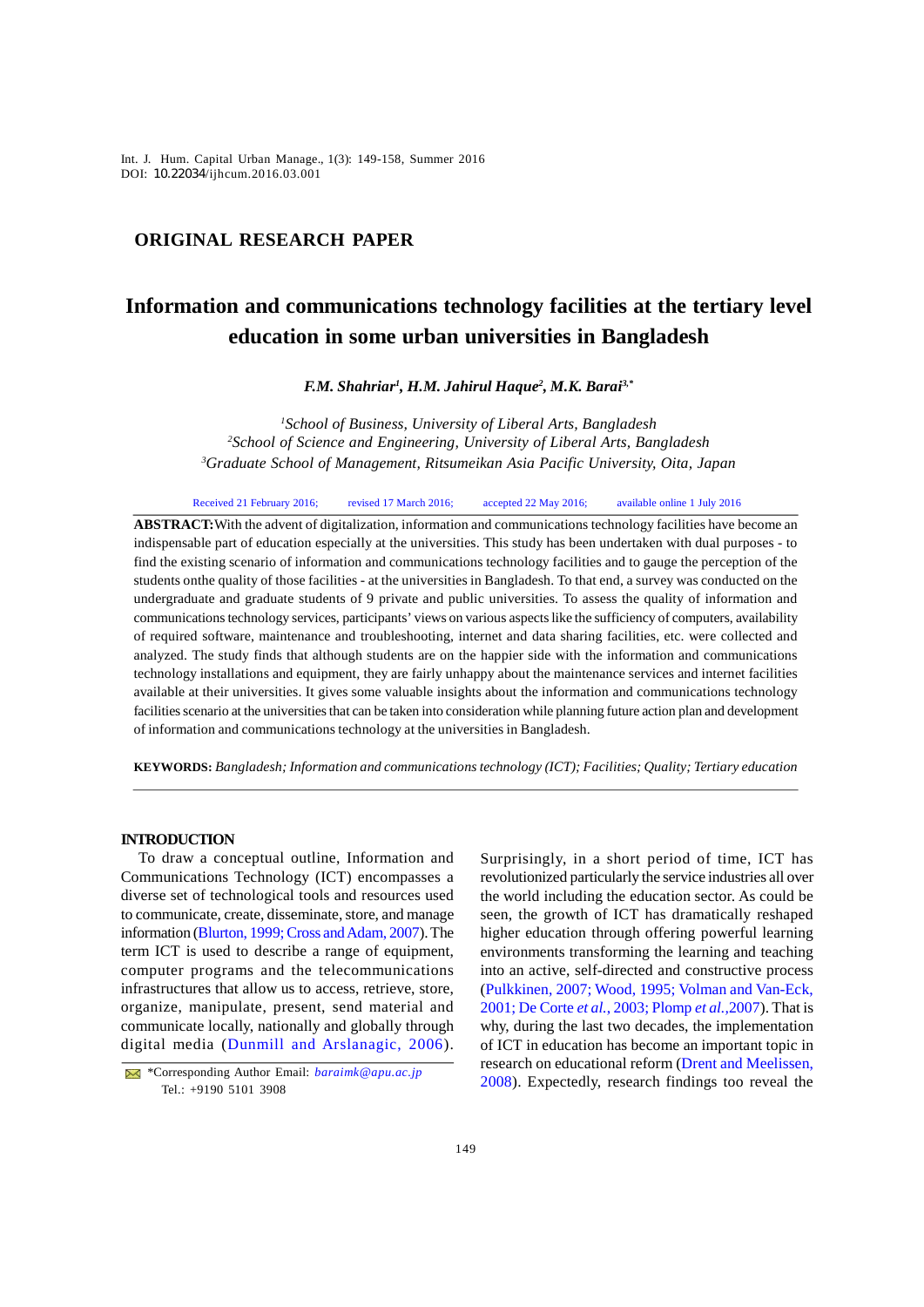ORIGINAL RESEARCH PAPER

# Information and communications technology facilities at the tertiary level education in some urban universities in Bangladesh

***F.M. Shahriar[1], H.M. Jahirul Haque[2], M.K. Barai[3,*]***

[1]*School of Business, University of Liberal Arts, Bangladesh*
[2]*School of Science and Engineering, University of Liberal Arts, Bangladesh*
[3]*Graduate School of Management, Ritsumeikan Asia Pacific University, Oita, Japan*

Received 21 February 2016; revised 17 March 2016; accepted 22 May 2016; available online 1 July 2016

**ABSTRACT:** With the advent of digitalization, information and communications technology facilities have become an indispensable part of education especially at the universities. This study has been undertaken with dual purposes - to find the existing scenario of information and communications technology facilities and to gauge the perception of the students onthe quality of those facilities - at the universities in Bangladesh. To that end, a survey was conducted on the undergraduate and graduate students of 9 private and public universities. To assess the quality of information and communications technology services, participants' views on various aspects like the sufficiency of computers, availability of required software, maintenance and troubleshooting, internet and data sharing facilities, etc. were collected and analyzed. The study finds that although students are on the happier side with the information and communications technology installations and equipment, they are fairly unhappy about the maintenance services and internet facilities available at their universities. It gives some valuable insights about the information and communications technology facilities scenario at the universities that can be taken into consideration while planning future action plan and development of information and communications technology at the universities in Bangladesh.

**KEYWORDS:** *Bangladesh; Information and communications technology (ICT); Facilities; Quality; Tertiary education*

## INTRODUCTION

To draw a conceptual outline, Information and Communications Technology (ICT) encompasses a diverse set of technological tools and resources used to communicate, create, disseminate, store, and manage information (Blurton, 1999; Cross and Adam, 2007). The term ICT is used to describe a range of equipment, computer programs and the telecommunications infrastructures that allow us to access, retrieve, store, organize, manipulate, present, send material and communicate locally, nationally and globally through digital media (Dunmill and Arslanagic, 2006). Surprisingly, in a short period of time, ICT has revolutionized particularly the service industries all over the world including the education sector. As could be seen, the growth of ICT has dramatically reshaped higher education through offering powerful learning environments transforming the learning and teaching into an active, self-directed and constructive process (Pulkkinen, 2007; Wood, 1995; Volman and Van-Eck, 2001; De Corte *et al.*, 2003; Plomp *et al.*,2007). That is why, during the last two decades, the implementation of ICT in education has become an important topic in research on educational reform (Drent and Meelissen, 2008). Expectedly, research findings too reveal the

*Corresponding Author Email: *baraimk@apu.ac.jp*
Tel.: +9190 5101 3908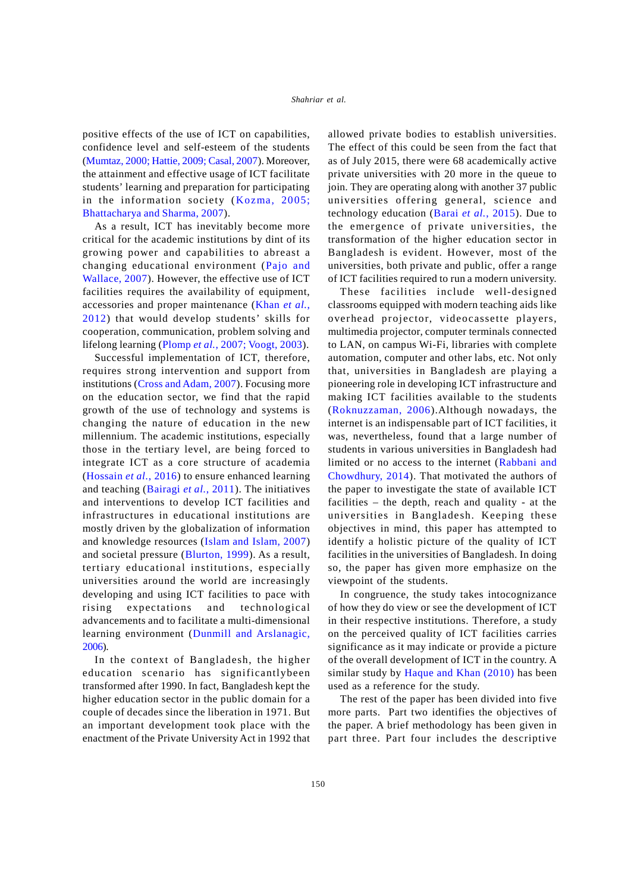positive effects of the use of ICT on capabilities, confidence level and self-esteem of the students (Mumtaz, 2000; Hattie, 2009; Casal, 2007). Moreover, the attainment and effective usage of ICT facilitate students' learning and preparation for participating in the information society (Kozma, 2005; Bhattacharya and Sharma, 2007).

As a result, ICT has inevitably become more critical for the academic institutions by dint of its growing power and capabilities to abreast a changing educational environment (Pajo and Wallace, 2007). However, the effective use of ICT facilities requires the availability of equipment, accessories and proper maintenance (Khan *et al.*, 2012) that would develop students' skills for cooperation, communication, problem solving and lifelong learning (Plomp *et al.*, 2007; Voogt, 2003).

Successful implementation of ICT, therefore, requires strong intervention and support from institutions (Cross and Adam, 2007). Focusing more on the education sector, we find that the rapid growth of the use of technology and systems is changing the nature of education in the new millennium. The academic institutions, especially those in the tertiary level, are being forced to integrate ICT as a core structure of academia (Hossain *et al.*, 2016) to ensure enhanced learning and teaching (Bairagi *et al.*, 2011). The initiatives and interventions to develop ICT facilities and infrastructures in educational institutions are mostly driven by the globalization of information and knowledge resources (Islam and Islam, 2007) and societal pressure (Blurton, 1999). As a result, tertiary educational institutions, especially universities around the world are increasingly developing and using ICT facilities to pace with rising expectations and technological advancements and to facilitate a multi-dimensional learning environment (Dunmill and Arslanagic, 2006).

In the context of Bangladesh, the higher education scenario has significantlybeen transformed after 1990. In fact, Bangladesh kept the higher education sector in the public domain for a couple of decades since the liberation in 1971. But an important development took place with the enactment of the Private University Act in 1992 that allowed private bodies to establish universities. The effect of this could be seen from the fact that as of July 2015, there were 68 academically active private universities with 20 more in the queue to join. They are operating along with another 37 public universities offering general, science and technology education (Barai *et al.*, 2015). Due to the emergence of private universities, the transformation of the higher education sector in Bangladesh is evident. However, most of the universities, both private and public, offer a range of ICT facilities required to run a modern university.

These facilities include well-designed classrooms equipped with modern teaching aids like overhead projector, videocassette players, multimedia projector, computer terminals connected to LAN, on campus Wi-Fi, libraries with complete automation, computer and other labs, etc. Not only that, universities in Bangladesh are playing a pioneering role in developing ICT infrastructure and making ICT facilities available to the students (Roknuzzaman, 2006).Although nowadays, the internet is an indispensable part of ICT facilities, it was, nevertheless, found that a large number of students in various universities in Bangladesh had limited or no access to the internet (Rabbani and Chowdhury, 2014). That motivated the authors of the paper to investigate the state of available ICT facilities – the depth, reach and quality - at the universities in Bangladesh. Keeping these objectives in mind, this paper has attempted to identify a holistic picture of the quality of ICT facilities in the universities of Bangladesh. In doing so, the paper has given more emphasize on the viewpoint of the students.

In congruence, the study takes intocognizance of how they do view or see the development of ICT in their respective institutions. Therefore, a study on the perceived quality of ICT facilities carries significance as it may indicate or provide a picture of the overall development of ICT in the country. A similar study by Haque and Khan (2010) has been used as a reference for the study.

The rest of the paper has been divided into five more parts. Part two identifies the objectives of the paper. A brief methodology has been given in part three. Part four includes the descriptive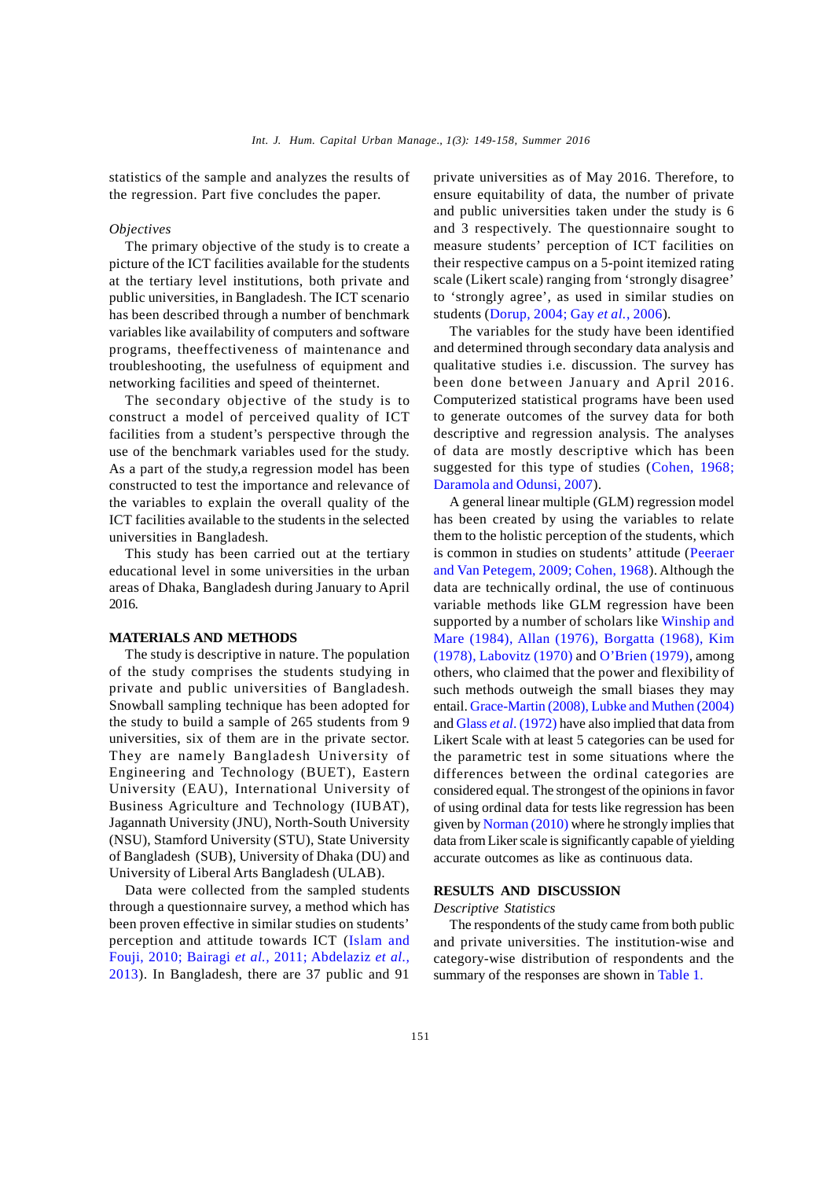statistics of the sample and analyzes the results of the regression. Part five concludes the paper.

*Objectives*

The primary objective of the study is to create a picture of the ICT facilities available for the students at the tertiary level institutions, both private and public universities, in Bangladesh. The ICT scenario has been described through a number of benchmark variables like availability of computers and software programs, theeffectiveness of maintenance and troubleshooting, the usefulness of equipment and networking facilities and speed of theinternet.

The secondary objective of the study is to construct a model of perceived quality of ICT facilities from a student's perspective through the use of the benchmark variables used for the study. As a part of the study,a regression model has been constructed to test the importance and relevance of the variables to explain the overall quality of the ICT facilities available to the students in the selected universities in Bangladesh.

This study has been carried out at the tertiary educational level in some universities in the urban areas of Dhaka, Bangladesh during January to April 2016.

## MATERIALS AND METHODS

The study is descriptive in nature. The population of the study comprises the students studying in private and public universities of Bangladesh. Snowball sampling technique has been adopted for the study to build a sample of 265 students from 9 universities, six of them are in the private sector. They are namely Bangladesh University of Engineering and Technology (BUET), Eastern University (EAU), International University of Business Agriculture and Technology (IUBAT), Jagannath University (JNU), North-South University (NSU), Stamford University (STU), State University of Bangladesh (SUB), University of Dhaka (DU) and University of Liberal Arts Bangladesh (ULAB).

Data were collected from the sampled students through a questionnaire survey, a method which has been proven effective in similar studies on students' perception and attitude towards ICT (Islam and Fouji, 2010; Bairagi *et al.*, 2011; Abdelaziz *et al.*, 2013). In Bangladesh, there are 37 public and 91 private universities as of May 2016. Therefore, to ensure equitability of data, the number of private and public universities taken under the study is 6 and 3 respectively. The questionnaire sought to measure students' perception of ICT facilities on their respective campus on a 5-point itemized rating scale (Likert scale) ranging from 'strongly disagree' to 'strongly agree', as used in similar studies on students (Dorup, 2004; Gay *et al.*, 2006).

The variables for the study have been identified and determined through secondary data analysis and qualitative studies i.e. discussion. The survey has been done between January and April 2016. Computerized statistical programs have been used to generate outcomes of the survey data for both descriptive and regression analysis. The analyses of data are mostly descriptive which has been suggested for this type of studies (Cohen, 1968; Daramola and Odunsi, 2007).

A general linear multiple (GLM) regression model has been created by using the variables to relate them to the holistic perception of the students, which is common in studies on students' attitude (Peeraer and Van Petegem, 2009; Cohen, 1968). Although the data are technically ordinal, the use of continuous variable methods like GLM regression have been supported by a number of scholars like Winship and Mare (1984), Allan (1976), Borgatta (1968), Kim (1978), Labovitz (1970) and O'Brien (1979), among others, who claimed that the power and flexibility of such methods outweigh the small biases they may entail. Grace-Martin (2008), Lubke and Muthen (2004) and Glass *et al.* (1972) have also implied that data from Likert Scale with at least 5 categories can be used for the parametric test in some situations where the differences between the ordinal categories are considered equal. The strongest of the opinions in favor of using ordinal data for tests like regression has been given by Norman (2010) where he strongly implies that data from Liker scale is significantly capable of yielding accurate outcomes as like as continuous data.

## RESULTS AND DISCUSSION

*Descriptive Statistics*

The respondents of the study came from both public and private universities. The institution-wise and category-wise distribution of respondents and the summary of the responses are shown in Table 1.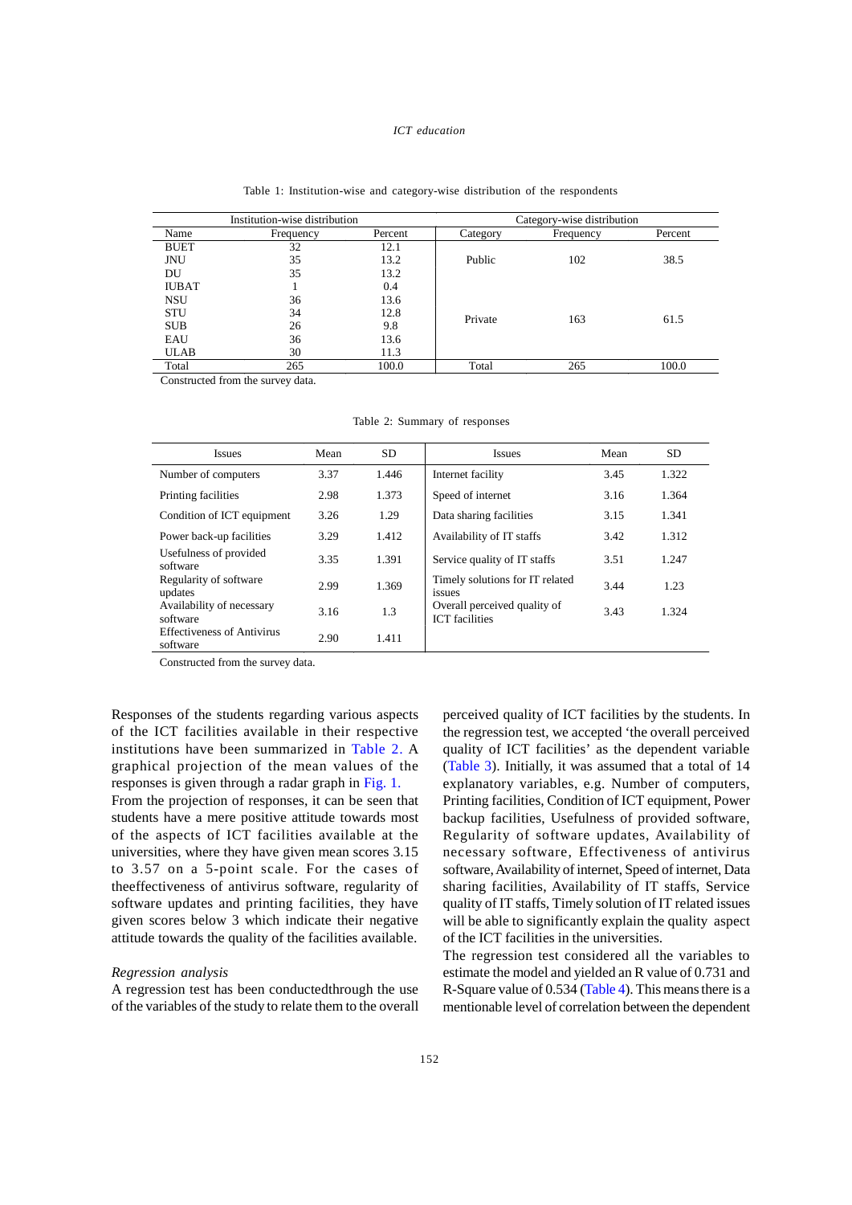Table 1: Institution-wise and category-wise distribution of the respondents

| Institution-wise distribution | | | Category-wise distribution | | |
|---|---|---|---|---|---|
| Name | Frequency | Percent | Category | Frequency | Percent |
| BUET | 32 | 12.1 | Public | 102 | 38.5 |
| JNU | 35 | 13.2 | | | |
| DU | 35 | 13.2 | | | |
| IUBAT | 1 | 0.4 | Private | 163 | 61.5 |
| NSU | 36 | 13.6 | | | |
| STU | 34 | 12.8 | | | |
| SUB | 26 | 9.8 | | | |
| EAU | 36 | 13.6 | | | |
| ULAB | 30 | 11.3 | | | |
| Total | 265 | 100.0 | Total | 265 | 100.0 |

Constructed from the survey data.

Table 2: Summary of responses

| Issues | Mean | SD | Issues | Mean | SD |
|---|---|---|---|---|---|
| Number of computers | 3.37 | 1.446 | Internet facility | 3.45 | 1.322 |
| Printing facilities | 2.98 | 1.373 | Speed of internet | 3.16 | 1.364 |
| Condition of ICT equipment | 3.26 | 1.29 | Data sharing facilities | 3.15 | 1.341 |
| Power back-up facilities | 3.29 | 1.412 | Availability of IT staffs | 3.42 | 1.312 |
| Usefulness of provided software | 3.35 | 1.391 | Service quality of IT staffs | 3.51 | 1.247 |
| Regularity of software updates | 2.99 | 1.369 | Timely solutions for IT related issues | 3.44 | 1.23 |
| Availability of necessary software | 3.16 | 1.3 | Overall perceived quality of ICT facilities | 3.43 | 1.324 |
| Effectiveness of Antivirus software | 2.90 | 1.411 | | | |

Constructed from the survey data.

Responses of the students regarding various aspects of the ICT facilities available in their respective institutions have been summarized in Table 2. A graphical projection of the mean values of the responses is given through a radar graph in Fig. 1.

From the projection of responses, it can be seen that students have a mere positive attitude towards most of the aspects of ICT facilities available at the universities, where they have given mean scores 3.15 to 3.57 on a 5-point scale. For the cases of theeffectiveness of antivirus software, regularity of software updates and printing facilities, they have given scores below 3 which indicate their negative attitude towards the quality of the facilities available.

*Regression analysis*

A regression test has been conductedthrough the use of the variables of the study to relate them to the overall perceived quality of ICT facilities by the students. In the regression test, we accepted 'the overall perceived quality of ICT facilities' as the dependent variable (Table 3). Initially, it was assumed that a total of 14 explanatory variables, e.g. Number of computers, Printing facilities, Condition of ICT equipment, Power backup facilities, Usefulness of provided software, Regularity of software updates, Availability of necessary software, Effectiveness of antivirus software, Availability of internet, Speed of internet, Data sharing facilities, Availability of IT staffs, Service quality of IT staffs, Timely solution of IT related issues will be able to significantly explain the quality aspect of the ICT facilities in the universities.

The regression test considered all the variables to estimate the model and yielded an R value of 0.731 and R-Square value of 0.534 (Table 4). This means there is a mentionable level of correlation between the dependent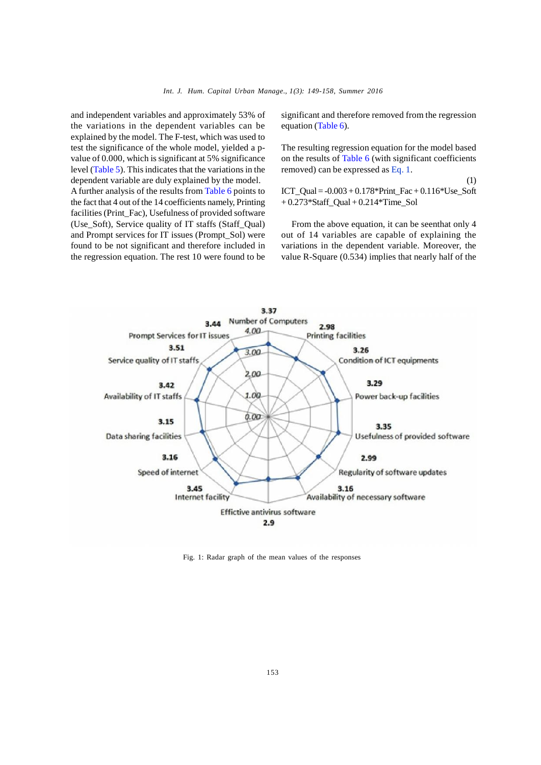and independent variables and approximately 53% of the variations in the dependent variables can be explained by the model. The F-test, which was used to test the significance of the whole model, yielded a p-value of 0.000, which is significant at 5% significance level (Table 5). This indicates that the variations in the dependent variable are duly explained by the model.

A further analysis of the results from Table 6 points to the fact that 4 out of the 14 coefficients namely, Printing facilities (Print_Fac), Usefulness of provided software (Use_Soft), Service quality of IT staffs (Staff_Qual) and Prompt services for IT issues (Prompt_Sol) were found to be not significant and therefore included in the regression equation. The rest 10 were found to be significant and therefore removed from the regression equation (Table 6).

The resulting regression equation for the model based on the results of Table 6 (with significant coefficients removed) can be expressed as Eq. 1.

$$ICT\_Qual = -0.003 + 0.178*Print\_Fac + 0.116*Use\_Soft + 0.273*Staff\_Qual + 0.214*Time\_Sol \tag{1}$$

From the above equation, it can be seenthat only 4 out of 14 variables are capable of explaining the variations in the dependent variable. Moreover, the value R-Square (0.534) implies that nearly half of the

Fig. 1: Radar graph of the mean values of the responses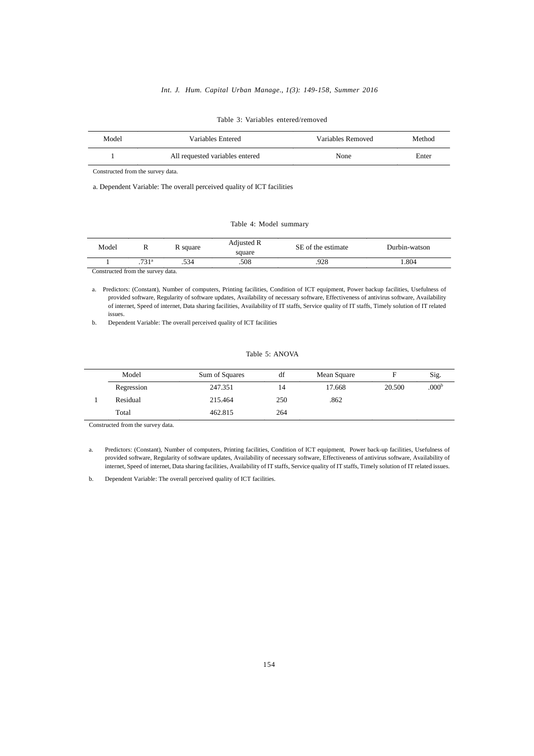Table 3: Variables entered/removed

| Model | Variables Entered | Variables Removed | Method |
|---|---|---|---|
| 1 | All requested variables entered | None | Enter |

Constructed from the survey data.

a. Dependent Variable: The overall perceived quality of ICT facilities

Table 4: Model summary

| Model | R | R square | Adjusted R square | SE of the estimate | Durbin-watson |
|---|---|---|---|---|---|
| 1 | .731[a] | .534 | .508 | .928 | 1.804 |

Constructed from the survey data.

a. Predictors: (Constant), Number of computers, Printing facilities, Condition of ICT equipment, Power backup facilities, Usefulness of provided software, Regularity of software updates, Availability of necessary software, Effectiveness of antivirus software, Availability of internet, Speed of internet, Data sharing facilities, Availability of IT staffs, Service quality of IT staffs, Timely solution of IT related issues.

b. Dependent Variable: The overall perceived quality of ICT facilities

Table 5: ANOVA

| Model | | Sum of Squares | df | Mean Square | F | Sig. |
|---|---|---|---|---|---|---|
| | Regression | 247.351 | 14 | 17.668 | 20.500 | .000[b] |
| 1 | Residual | 215.464 | 250 | .862 | | |
| | Total | 462.815 | 264 | | | |

Constructed from the survey data.

a. Predictors: (Constant), Number of computers, Printing facilities, Condition of ICT equipment, Power back-up facilities, Usefulness of provided software, Regularity of software updates, Availability of necessary software, Effectiveness of antivirus software, Availability of internet, Speed of internet, Data sharing facilities, Availability of IT staffs, Service quality of IT staffs, Timely solution of IT related issues.

b. Dependent Variable: The overall perceived quality of ICT facilities.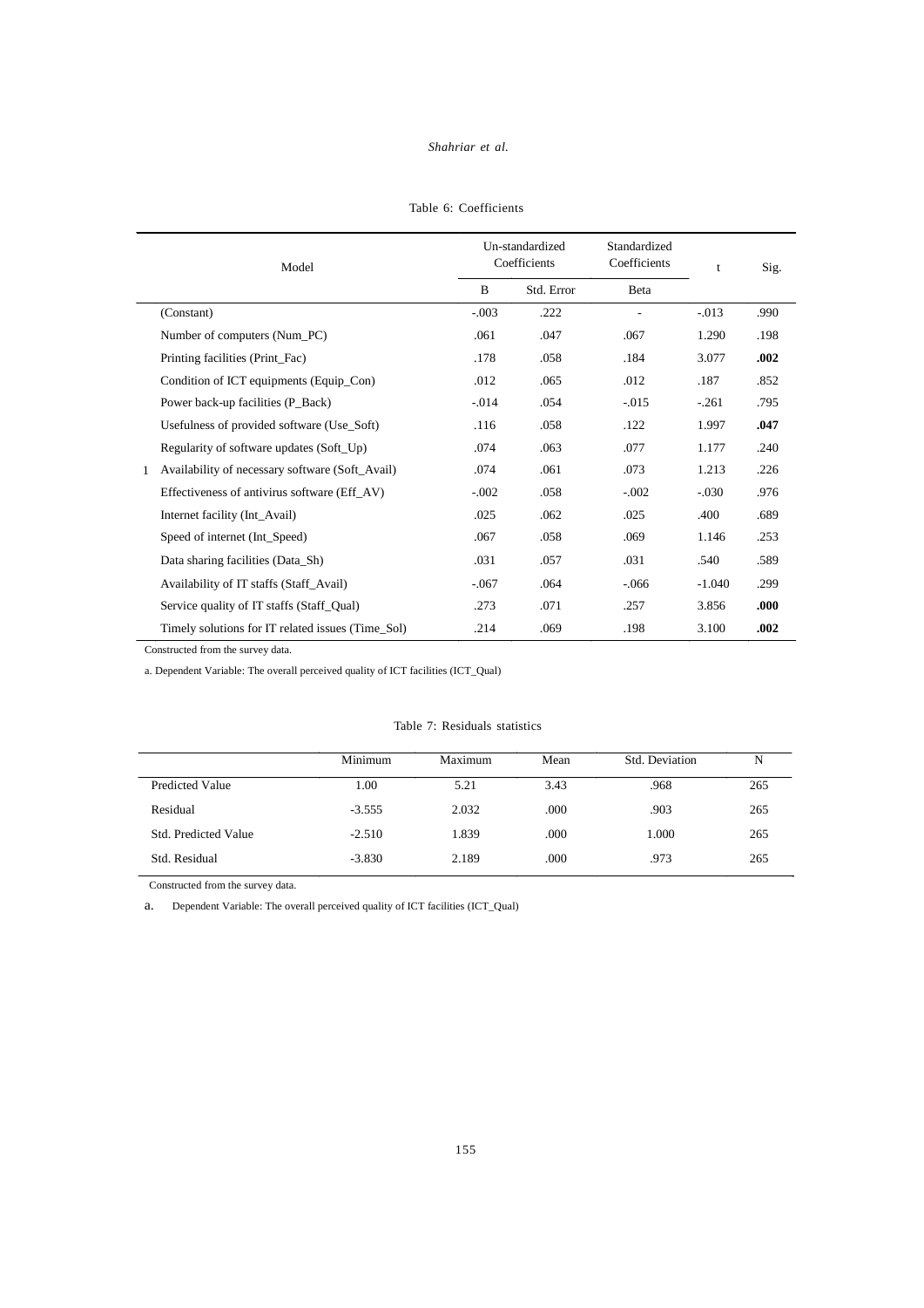Table 6: Coefficients

| Model | | Un-standardized Coefficients | | Standardized Coefficients | t | Sig. |
|---|---|---|---|---|---|---|
| | | B | Std. Error | Beta | | |
| 1 | (Constant) | -.003 | .222 | - | -.013 | .990 |
| | Number of computers (Num_PC) | .061 | .047 | .067 | 1.290 | .198 |
| | Printing facilities (Print_Fac) | .178 | .058 | .184 | 3.077 | **.002** |
| | Condition of ICT equipments (Equip_Con) | .012 | .065 | .012 | .187 | .852 |
| | Power back-up facilities (P_Back) | -.014 | .054 | -.015 | -.261 | .795 |
| | Usefulness of provided software (Use_Soft) | .116 | .058 | .122 | 1.997 | **.047** |
| | Regularity of software updates (Soft_Up) | .074 | .063 | .077 | 1.177 | .240 |
| | Availability of necessary software (Soft_Avail) | .074 | .061 | .073 | 1.213 | .226 |
| | Effectiveness of antivirus software (Eff_AV) | -.002 | .058 | -.002 | -.030 | .976 |
| | Internet facility (Int_Avail) | .025 | .062 | .025 | .400 | .689 |
| | Speed of internet (Int_Speed) | .067 | .058 | .069 | 1.146 | .253 |
| | Data sharing facilities (Data_Sh) | .031 | .057 | .031 | .540 | .589 |
| | Availability of IT staffs (Staff_Avail) | -.067 | .064 | -.066 | -1.040 | .299 |
| | Service quality of IT staffs (Staff_Qual) | .273 | .071 | .257 | 3.856 | **.000** |
| | Timely solutions for IT related issues (Time_Sol) | .214 | .069 | .198 | 3.100 | **.002** |

Constructed from the survey data.

a. Dependent Variable: The overall perceived quality of ICT facilities (ICT_Qual)

Table 7: Residuals statistics

| | Minimum | Maximum | Mean | Std. Deviation | N |
|---|---|---|---|---|---|
| Predicted Value | 1.00 | 5.21 | 3.43 | .968 | 265 |
| Residual | -3.555 | 2.032 | .000 | .903 | 265 |
| Std. Predicted Value | -2.510 | 1.839 | .000 | 1.000 | 265 |
| Std. Residual | -3.830 | 2.189 | .000 | .973 | 265 |

Constructed from the survey data.

a. Dependent Variable: The overall perceived quality of ICT facilities (ICT_Qual)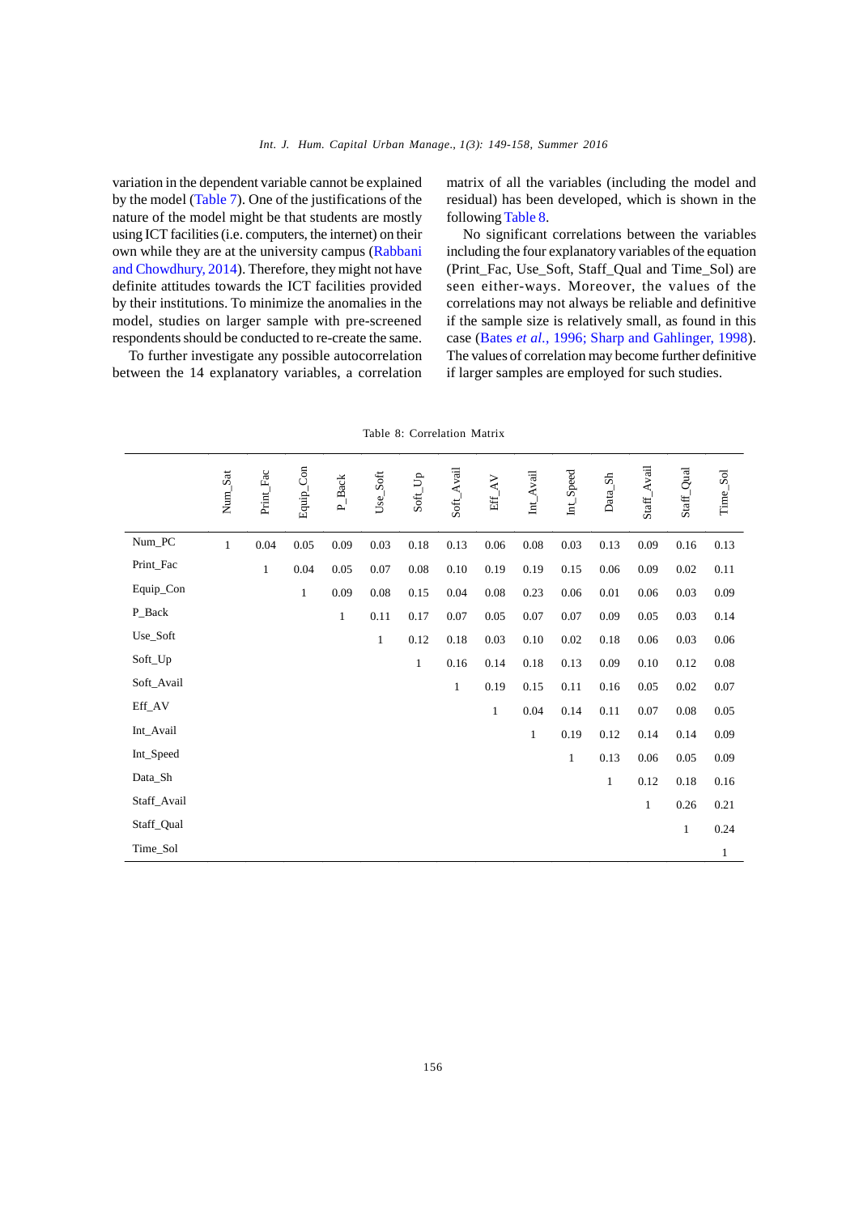variation in the dependent variable cannot be explained by the model (Table 7). One of the justifications of the nature of the model might be that students are mostly using ICT facilities (i.e. computers, the internet) on their own while they are at the university campus (Rabbani and Chowdhury, 2014). Therefore, they might not have definite attitudes towards the ICT facilities provided by their institutions. To minimize the anomalies in the model, studies on larger sample with pre-screened respondents should be conducted to re-create the same.

To further investigate any possible autocorrelation between the 14 explanatory variables, a correlation matrix of all the variables (including the model and residual) has been developed, which is shown in the following Table 8.

No significant correlations between the variables including the four explanatory variables of the equation (Print_Fac, Use_Soft, Staff_Qual and Time_Sol) are seen either-ways. Moreover, the values of the correlations may not always be reliable and definitive if the sample size is relatively small, as found in this case (Bates *et al.*, 1996; Sharp and Gahlinger, 1998). The values of correlation may become further definitive if larger samples are employed for such studies.

Table 8: Correlation Matrix

| | Num_Sat | Print_Fac | Equip_Con | P_Back | Use_Soft | Soft_Up | Soft_Avail | Eff_AV | Int_Avail | Int_Speed | Data_Sh | Staff_Avail | Staff_Qual | Time_Sol |
|---|---|---|---|---|---|---|---|---|---|---|---|---|---|---|
| Num_PC | 1 | 0.04 | 0.05 | 0.09 | 0.03 | 0.18 | 0.13 | 0.06 | 0.08 | 0.03 | 0.13 | 0.09 | 0.16 | 0.13 |
| Print_Fac | | 1 | 0.04 | 0.05 | 0.07 | 0.08 | 0.10 | 0.19 | 0.19 | 0.15 | 0.06 | 0.09 | 0.02 | 0.11 |
| Equip_Con | | | 1 | 0.09 | 0.08 | 0.15 | 0.04 | 0.08 | 0.23 | 0.06 | 0.01 | 0.06 | 0.03 | 0.09 |
| P_Back | | | | 1 | 0.11 | 0.17 | 0.07 | 0.05 | 0.07 | 0.07 | 0.09 | 0.05 | 0.03 | 0.14 |
| Use_Soft | | | | | 1 | 0.12 | 0.18 | 0.03 | 0.10 | 0.02 | 0.18 | 0.06 | 0.03 | 0.06 |
| Soft_Up | | | | | | 1 | 0.16 | 0.14 | 0.18 | 0.13 | 0.09 | 0.10 | 0.12 | 0.08 |
| Soft_Avail | | | | | | | 1 | 0.19 | 0.15 | 0.11 | 0.16 | 0.05 | 0.02 | 0.07 |
| Eff_AV | | | | | | | | 1 | 0.04 | 0.14 | 0.11 | 0.07 | 0.08 | 0.05 |
| Int_Avail | | | | | | | | | 1 | 0.19 | 0.12 | 0.14 | 0.14 | 0.09 |
| Int_Speed | | | | | | | | | | 1 | 0.13 | 0.06 | 0.05 | 0.09 |
| Data_Sh | | | | | | | | | | | 1 | 0.12 | 0.18 | 0.16 |
| Staff_Avail | | | | | | | | | | | | 1 | 0.26 | 0.21 |
| Staff_Qual | | | | | | | | | | | | | 1 | 0.24 |
| Time_Sol | | | | | | | | | | | | | | 1 |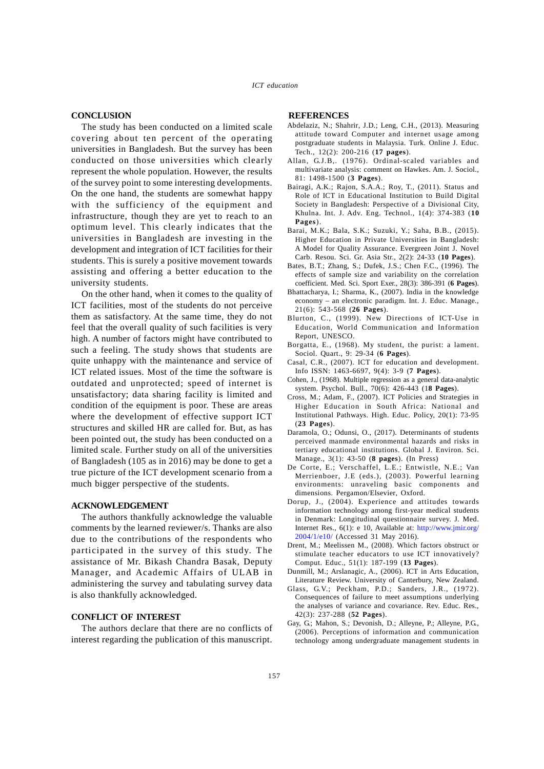## CONCLUSION

The study has been conducted on a limited scale covering about ten percent of the operating universities in Bangladesh. But the survey has been conducted on those universities which clearly represent the whole population. However, the results of the survey point to some interesting developments. On the one hand, the students are somewhat happy with the sufficiency of the equipment and infrastructure, though they are yet to reach to an optimum level. This clearly indicates that the universities in Bangladesh are investing in the development and integration of ICT facilities for their students. This is surely a positive movement towards assisting and offering a better education to the university students.

On the other hand, when it comes to the quality of ICT facilities, most of the students do not perceive them as satisfactory. At the same time, they do not feel that the overall quality of such facilities is very high. A number of factors might have contributed to such a feeling. The study shows that students are quite unhappy with the maintenance and service of ICT related issues. Most of the time the software is outdated and unprotected; speed of internet is unsatisfactory; data sharing facility is limited and condition of the equipment is poor. These are areas where the development of effective support ICT structures and skilled HR are called for. But, as has been pointed out, the study has been conducted on a limited scale. Further study on all of the universities of Bangladesh (105 as in 2016) may be done to get a true picture of the ICT development scenario from a much bigger perspective of the students.

## ACKNOWLEDGEMENT

The authors thankfully acknowledge the valuable comments by the learned reviewer/s. Thanks are also due to the contributions of the respondents who participated in the survey of this study. The assistance of Mr. Bikash Chandra Basak, Deputy Manager, and Academic Affairs of ULAB in administering the survey and tabulating survey data is also thankfully acknowledged.

## CONFLICT OF INTEREST

The authors declare that there are no conflicts of interest regarding the publication of this manuscript.

## REFERENCES

Abdelaziz, N.; Shahrir, J.D.; Leng, C.H., (2013). Measuring attitude toward Computer and internet usage among postgraduate students in Malaysia. Turk. Online J. Educ. Tech., 12(2): 200-216 (**17 pages**).

Allan, G.J.B,. (1976). Ordinal-scaled variables and multivariate analysis: comment on Hawkes. Am. J. Sociol., 81: 1498-1500 (**3 Pages**).

Bairagi, A.K.; Rajon, S.A.A.; Roy, T., (2011). Status and Role of ICT in Educational Institution to Build Digital Society in Bangladesh: Perspective of a Divisional City, Khulna. Int. J. Adv. Eng. Technol., 1(4): 374-383 (**10 Pages**).

Barai, M.K.; Bala, S.K.; Suzuki, Y.; Saha, B.B., (2015). Higher Education in Private Universities in Bangladesh: A Model for Quality Assurance. Evergreen Joint J. Novel Carb. Resou. Sci. Gr. Asia Str., 2(2): 24-33 (**10 Pages**).

Bates, B.T.; Zhang, S.; Dufek, J.S.; Chen F.C., (1996). The effects of sample size and variability on the correlation coefficient. Med. Sci. Sport Exer., 28(3): 386-391 (**6 Pages**).

Bhattacharya, I.; Sharma, K., (2007). India in the knowledge economy – an electronic paradigm. Int. J. Educ. Manage., 21(6): 543-568 (**26 Pages**).

Blurton, C., (1999). New Directions of ICT-Use in Education, World Communication and Information Report, UNESCO.

Borgatta, E., (1968). My student, the purist: a lament. Sociol. Quart., 9: 29-34 (**6 Pages**).

Casal, C.R., (2007). ICT for education and development. Info ISSN: 1463-6697, 9(4): 3-9 (**7 Pages**).

Cohen, J., (1968). Multiple regression as a general data-analytic system. Psychol. Bull., 70(6): 426-443 (1**8 Pages**).

Cross, M.; Adam, F., (2007). ICT Policies and Strategies in Higher Education in South Africa: National and Institutional Pathways. High. Educ. Policy, 20(1): 73-95 (**23 Pages**).

Daramola, O.; Odunsi, O., (2017). Determinants of students perceived manmade environmental hazards and risks in tertiary educational institutions. Global J. Environ. Sci. Manage., 3(1): 43-50 (**8 pages**). (In Press)

De Corte, E.; Verschaffel, L.E.; Entwistle, N.E.; Van Merrienboer, J.E (eds.), (2003). Powerful learning environments: unraveling basic components and dimensions. Pergamon/Elsevier, Oxford.

Dorup, J., (2004). Experience and attitudes towards information technology among first-year medical students in Denmark: Longitudinal questionnaire survey. J. Med. Internet Res., 6(1): e 10, Available at: http://www.jmir.org/2004/1/e10/ (Accessed 31 May 2016).

Drent, M.; Meelissen M., (2008). Which factors obstruct or stimulate teacher educators to use ICT innovatively? Comput. Educ., 51(1): 187-199 (**13 Pages**).

Dunmill, M.; Arslanagic, A., (2006). ICT in Arts Education, Literature Review. University of Canterbury, New Zealand.

Glass, G.V.; Peckham, P.D.; Sanders, J.R., (1972). Consequences of failure to meet assumptions underlying the analyses of variance and covariance. Rev. Educ. Res., 42(3): 237-288 (**52 Pages**).

Gay, G.; Mahon, S.; Devonish, D.; Alleyne, P.; Alleyne, P.G., (2006). Perceptions of information and communication technology among undergraduate management students in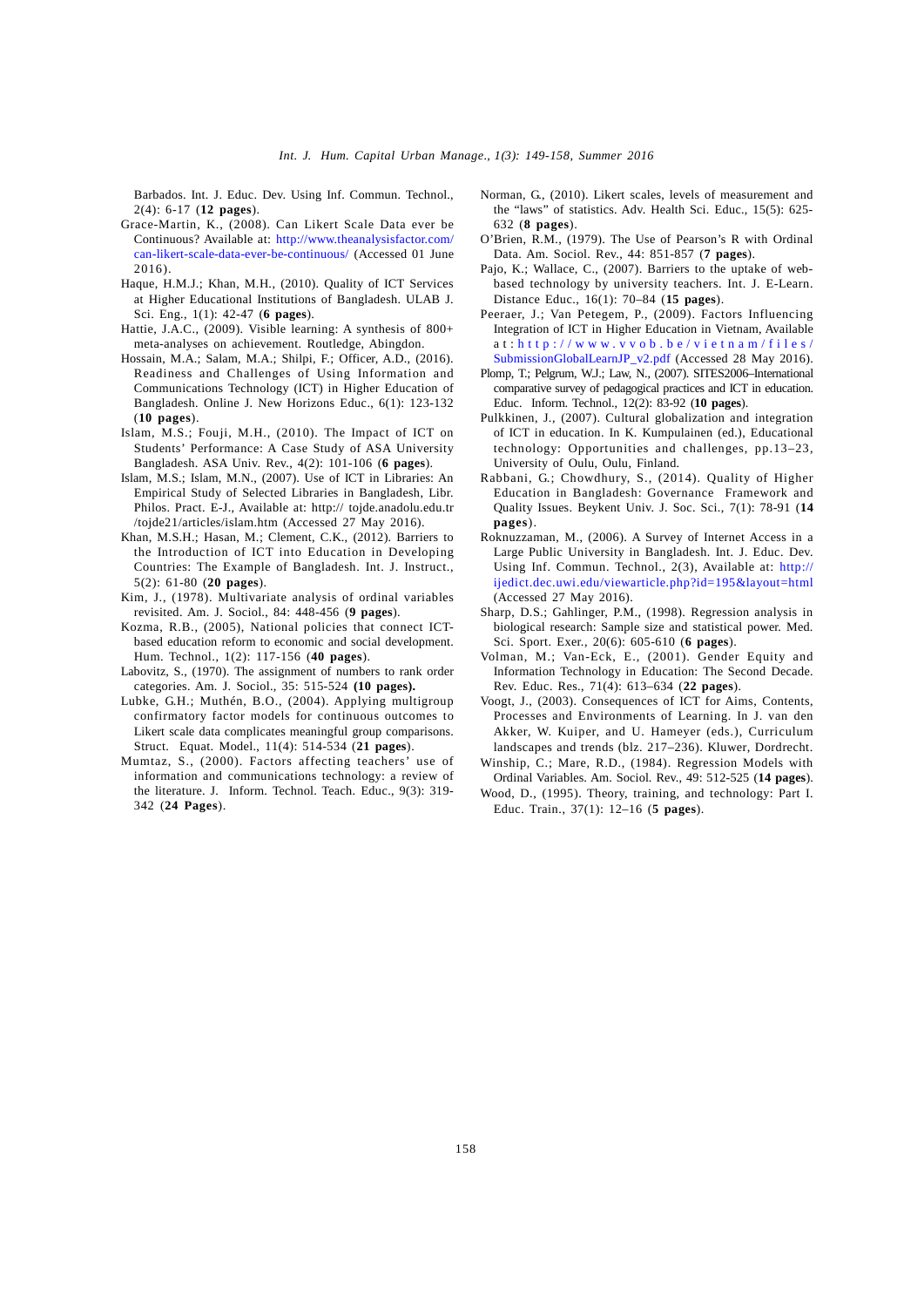Barbados. Int. J. Educ. Dev. Using Inf. Commun. Technol., 2(4): 6-17 (**12 pages**).

Grace-Martin, K., (2008). Can Likert Scale Data ever be Continuous? Available at: http://www.theanalysisfactor.com/can-likert-scale-data-ever-be-continuous/ (Accessed 01 June 2016).

Haque, H.M.J.; Khan, M.H., (2010). Quality of ICT Services at Higher Educational Institutions of Bangladesh. ULAB J. Sci. Eng., 1(1): 42-47 (**6 pages**).

Hattie, J.A.C., (2009). Visible learning: A synthesis of 800+ meta-analyses on achievement. Routledge, Abingdon.

Hossain, M.A.; Salam, M.A.; Shilpi, F.; Officer, A.D., (2016). Readiness and Challenges of Using Information and Communications Technology (ICT) in Higher Education of Bangladesh. Online J. New Horizons Educ., 6(1): 123-132 (**10 pages**).

Islam, M.S.; Fouji, M.H., (2010). The Impact of ICT on Students' Performance: A Case Study of ASA University Bangladesh. ASA Univ. Rev., 4(2): 101-106 (**6 pages**).

Islam, M.S.; Islam, M.N., (2007). Use of ICT in Libraries: An Empirical Study of Selected Libraries in Bangladesh, Libr. Philos. Pract. E-J., Available at: http:// tojde.anadolu.edu.tr /tojde21/articles/islam.htm (Accessed 27 May 2016).

Khan, M.S.H.; Hasan, M.; Clement, C.K., (2012). Barriers to the Introduction of ICT into Education in Developing Countries: The Example of Bangladesh. Int. J. Instruct., 5(2): 61-80 (**20 pages**).

Kim, J., (1978). Multivariate analysis of ordinal variables revisited. Am. J. Sociol., 84: 448-456 (**9 pages**).

Kozma, R.B., (2005), National policies that connect ICT-based education reform to economic and social development. Hum. Technol., 1(2): 117-156 (**40 pages**).

Labovitz, S., (1970). The assignment of numbers to rank order categories. Am. J. Sociol., 35: 515-524 **(10 pages).**

Lubke, G.H.; Muthén, B.O., (2004). Applying multigroup confirmatory factor models for continuous outcomes to Likert scale data complicates meaningful group comparisons. Struct. Equat. Model., 11(4): 514-534 (**21 pages**).

Mumtaz, S., (2000). Factors affecting teachers' use of information and communications technology: a review of the literature. J. Inform. Technol. Teach. Educ., 9(3): 319-342 (**24 Pages**).

Norman, G., (2010). Likert scales, levels of measurement and the "laws" of statistics. Adv. Health Sci. Educ., 15(5): 625-632 (**8 pages**).

O'Brien, R.M., (1979). The Use of Pearson's R with Ordinal Data. Am. Sociol. Rev., 44: 851-857 (**7 pages**).

Pajo, K.; Wallace, C., (2007). Barriers to the uptake of web-based technology by university teachers. Int. J. E-Learn. Distance Educ., 16(1): 70–84 (**15 pages**).

Peeraer, J.; Van Petegem, P., (2009). Factors Influencing Integration of ICT in Higher Education in Vietnam, Available at: http://www.vvob.be/vietnam/files/SubmissionGlobalLearnJP_v2.pdf (Accessed 28 May 2016).

Plomp, T.; Pelgrum, W.J.; Law, N., (2007). SITES2006–International comparative survey of pedagogical practices and ICT in education. Educ. Inform. Technol., 12(2): 83-92 (**10 pages**).

Pulkkinen, J., (2007). Cultural globalization and integration of ICT in education. In K. Kumpulainen (ed.), Educational technology: Opportunities and challenges, pp.13–23, University of Oulu, Oulu, Finland.

Rabbani, G.; Chowdhury, S., (2014). Quality of Higher Education in Bangladesh: Governance Framework and Quality Issues. Beykent Univ. J. Soc. Sci., 7(1): 78-91 (**14 pages**).

Roknuzzaman, M., (2006). A Survey of Internet Access in a Large Public University in Bangladesh. Int. J. Educ. Dev. Using Inf. Commun. Technol., 2(3), Available at: http://ijedict.dec.uwi.edu/viewarticle.php?id=195&layout=html (Accessed 27 May 2016).

Sharp, D.S.; Gahlinger, P.M., (1998). Regression analysis in biological research: Sample size and statistical power. Med. Sci. Sport. Exer., 20(6): 605-610 (**6 pages**).

Volman, M.; Van-Eck, E., (2001). Gender Equity and Information Technology in Education: The Second Decade. Rev. Educ. Res., 71(4): 613–634 (**22 pages**).

Voogt, J., (2003). Consequences of ICT for Aims, Contents, Processes and Environments of Learning. In J. van den Akker, W. Kuiper, and U. Hameyer (eds.), Curriculum landscapes and trends (blz. 217–236). Kluwer, Dordrecht.

Winship, C.; Mare, R.D., (1984). Regression Models with Ordinal Variables. Am. Sociol. Rev., 49: 512-525 (**14 pages**).

Wood, D., (1995). Theory, training, and technology: Part I. Educ. Train., 37(1): 12–16 (**5 pages**).